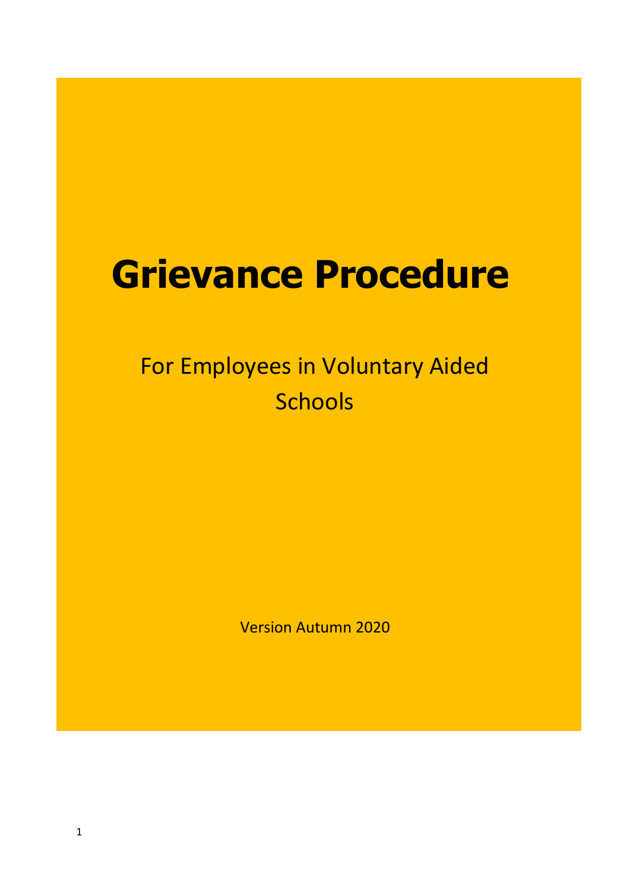# Grievance Procedure

For Employees in Voluntary Aided Schools

Version Autumn 2020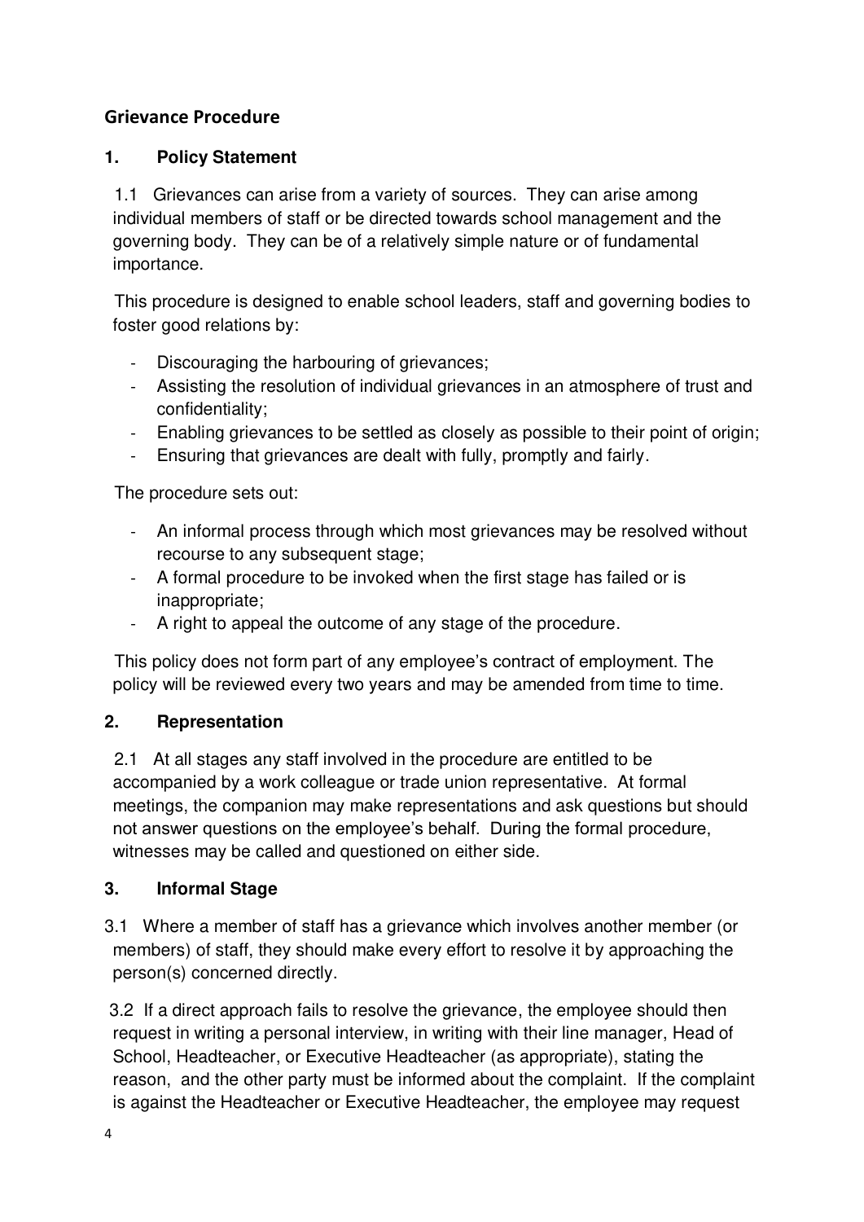## Grievance Procedure

### 1. Policy Statement

1.1 Grievances can arise from a variety of sources. They can arise among individual members of staff or be directed towards school management and the governing body. They can be of a relatively simple nature or of fundamental importance.

This procedure is designed to enable school leaders, staff and governing bodies to foster good relations by:

- Discouraging the harbouring of grievances;
- Assisting the resolution of individual grievances in an atmosphere of trust and confidentiality;
- Enabling grievances to be settled as closely as possible to their point of origin;
- Ensuring that grievances are dealt with fully, promptly and fairly.

The procedure sets out:

- An informal process through which most grievances may be resolved without recourse to any subsequent stage;
- A formal procedure to be invoked when the first stage has failed or is inappropriate;
- A right to appeal the outcome of any stage of the procedure.

This policy does not form part of any employee's contract of employment. The policy will be reviewed every two years and may be amended from time to time.

### 2. Representation

2.1 At all stages any staff involved in the procedure are entitled to be accompanied by a work colleague or trade union representative. At formal meetings, the companion may make representations and ask questions but should not answer questions on the employee's behalf. During the formal procedure, witnesses may be called and questioned on either side.

### 3. Informal Stage

3.1 Where a member of staff has a grievance which involves another member (or members) of staff, they should make every effort to resolve it by approaching the person(s) concerned directly.

3.2 If a direct approach fails to resolve the grievance, the employee should then request in writing a personal interview, in writing with their line manager, Head of School, Headteacher, or Executive Headteacher (as appropriate), stating the reason, and the other party must be informed about the complaint. If the complaint is against the Headteacher or Executive Headteacher, the employee may request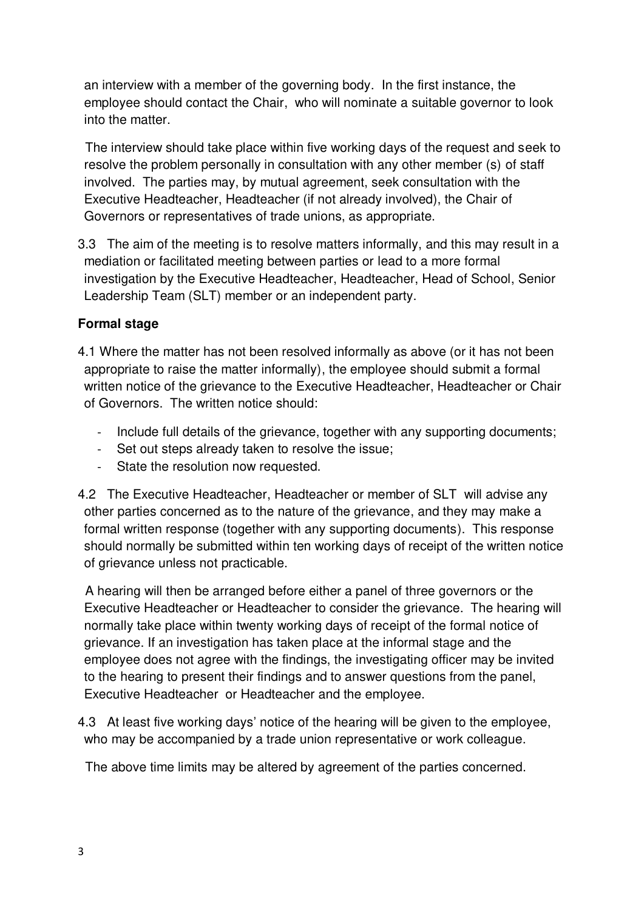an interview with a member of the governing body. In the first instance, the employee should contact the Chair, who will nominate a suitable governor to look into the matter.

The interview should take place within five working days of the request and seek to resolve the problem personally in consultation with any other member (s) of staff involved. The parties may, by mutual agreement, seek consultation with the Executive Headteacher, Headteacher (if not already involved), the Chair of Governors or representatives of trade unions, as appropriate.

3.3 The aim of the meeting is to resolve matters informally, and this may result in a mediation or facilitated meeting between parties or lead to a more formal investigation by the Executive Headteacher, Headteacher, Head of School, Senior Leadership Team (SLT) member or an independent party.

**Formal stage**

4.1 Where the matter has not been resolved informally as above (or it has not been appropriate to raise the matter informally), the employee should submit a formal written notice of the grievance to the Executive Headteacher, Headteacher or Chair of Governors. The written notice should:

- Include full details of the grievance, together with any supporting documents;
- Set out steps already taken to resolve the issue;
- State the resolution now requested.

4.2 The Executive Headteacher, Headteacher or member of SLT will advise any other parties concerned as to the nature of the grievance, and they may make a formal written response (together with any supporting documents). This response should normally be submitted within ten working days of receipt of the written notice of grievance unless not practicable.

A hearing will then be arranged before either a panel of three governors or the Executive Headteacher or Headteacher to consider the grievance. The hearing will normally take place within twenty working days of receipt of the formal notice of grievance. If an investigation has taken place at the informal stage and the employee does not agree with the findings, the investigating officer may be invited to the hearing to present their findings and to answer questions from the panel, Executive Headteacher or Headteacher and the employee.

4.3 At least five working days' notice of the hearing will be given to the employee, who may be accompanied by a trade union representative or work colleague.

The above time limits may be altered by agreement of the parties concerned.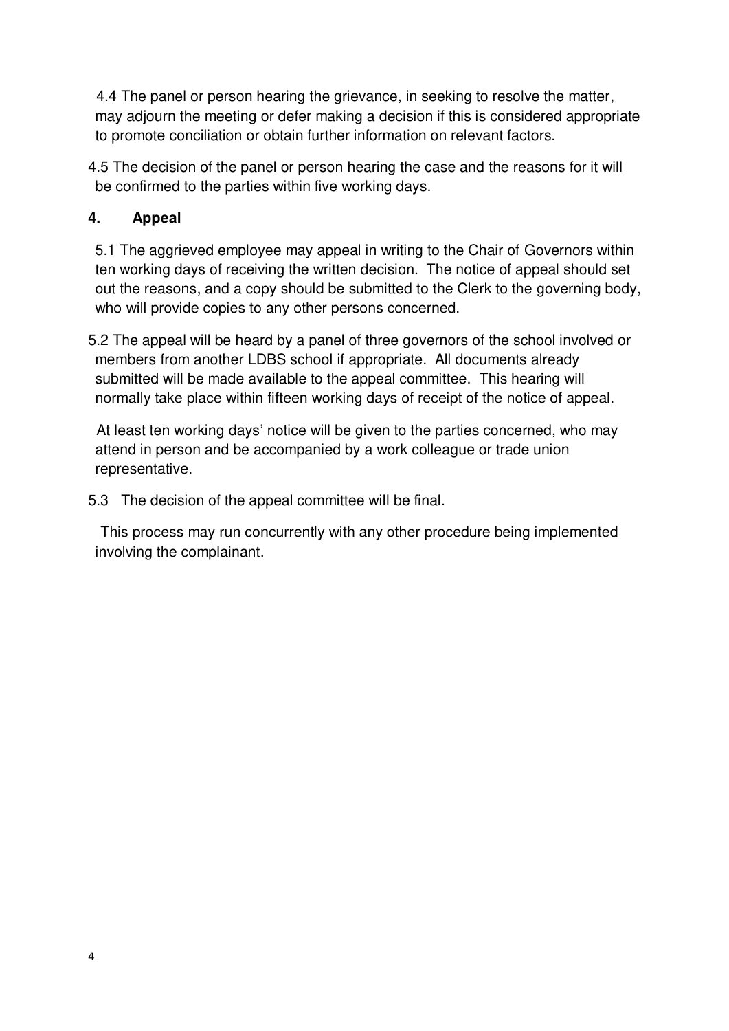4.4 The panel or person hearing the grievance, in seeking to resolve the matter, may adjourn the meeting or defer making a decision if this is considered appropriate to promote conciliation or obtain further information on relevant factors.

4.5 The decision of the panel or person hearing the case and the reasons for it will be confirmed to the parties within five working days.

**4. Appeal**

5.1 The aggrieved employee may appeal in writing to the Chair of Governors within ten working days of receiving the written decision. The notice of appeal should set out the reasons, and a copy should be submitted to the Clerk to the governing body, who will provide copies to any other persons concerned.

5.2 The appeal will be heard by a panel of three governors of the school involved or members from another LDBS school if appropriate. All documents already submitted will be made available to the appeal committee. This hearing will normally take place within fifteen working days of receipt of the notice of appeal.

At least ten working days' notice will be given to the parties concerned, who may attend in person and be accompanied by a work colleague or trade union representative.

5.3 The decision of the appeal committee will be final.

This process may run concurrently with any other procedure being implemented involving the complainant.